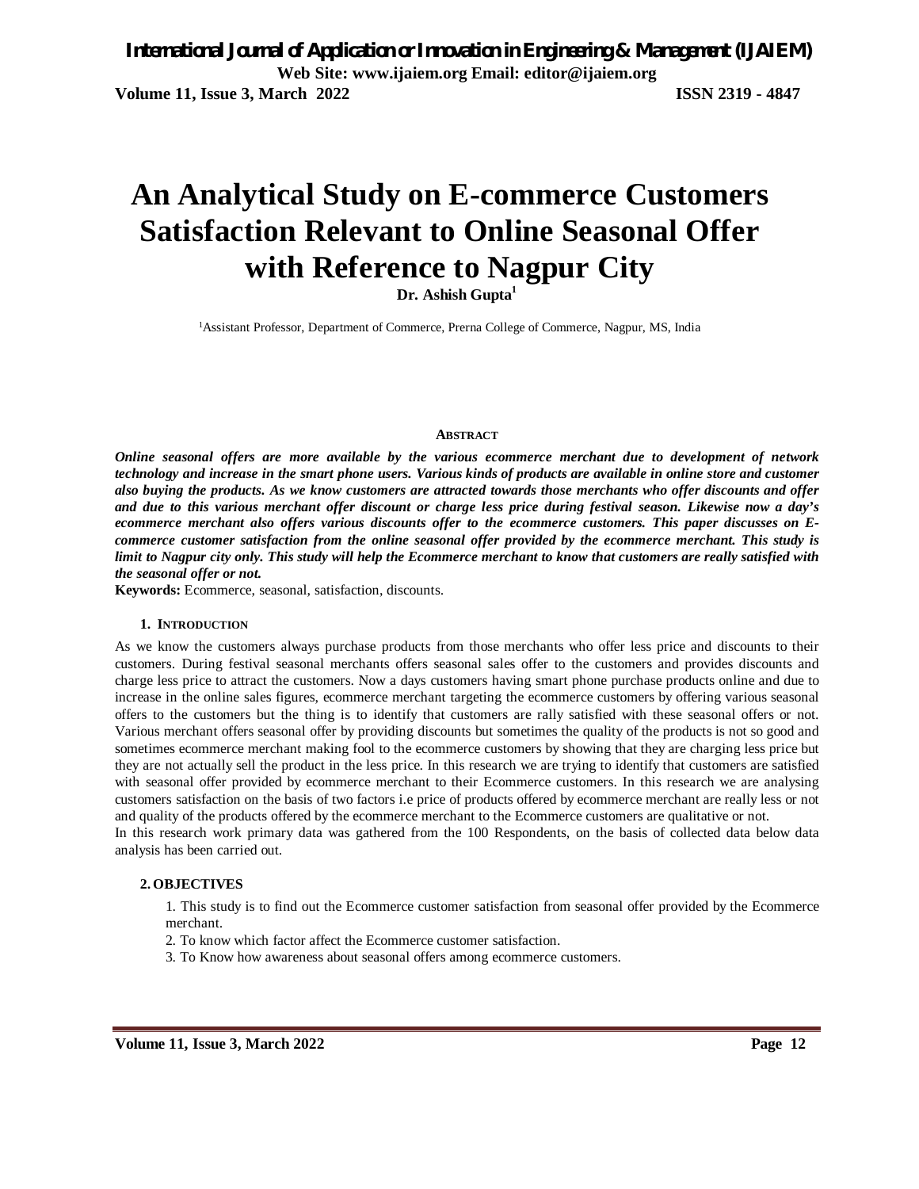# An Analytical Study on E-commerce Customers Satisfaction Relevant to Online Seasonal Offer with Reference to Nagpur City

**Dr. Ashish Gupta**[1]

[1]Assistant Professor, Department of Commerce, Prerna College of Commerce, Nagpur, MS, India

## ABSTRACT

***Online seasonal offers are more available by the various ecommerce merchant due to development of network technology and increase in the smart phone users. Various kinds of products are available in online store and customer also buying the products. As we know customers are attracted towards those merchants who offer discounts and offer and due to this various merchant offer discount or charge less price during festival season. Likewise now a day's ecommerce merchant also offers various discounts offer to the ecommerce customers. This paper discusses on E-commerce customer satisfaction from the online seasonal offer provided by the ecommerce merchant. This study is limit to Nagpur city only. This study will help the Ecommerce merchant to know that customers are really satisfied with the seasonal offer or not.***

**Keywords:** Ecommerce, seasonal, satisfaction, discounts.

## 1. INTRODUCTION

As we know the customers always purchase products from those merchants who offer less price and discounts to their customers. During festival seasonal merchants offers seasonal sales offer to the customers and provides discounts and charge less price to attract the customers. Now a days customers having smart phone purchase products online and due to increase in the online sales figures, ecommerce merchant targeting the ecommerce customers by offering various seasonal offers to the customers but the thing is to identify that customers are rally satisfied with these seasonal offers or not. Various merchant offers seasonal offer by providing discounts but sometimes the quality of the products is not so good and sometimes ecommerce merchant making fool to the ecommerce customers by showing that they are charging less price but they are not actually sell the product in the less price. In this research we are trying to identify that customers are satisfied with seasonal offer provided by ecommerce merchant to their Ecommerce customers. In this research we are analysing customers satisfaction on the basis of two factors i.e price of products offered by ecommerce merchant are really less or not and quality of the products offered by the ecommerce merchant to the Ecommerce customers are qualitative or not.

In this research work primary data was gathered from the 100 Respondents, on the basis of collected data below data analysis has been carried out.

## 2. OBJECTIVES

1. This study is to find out the Ecommerce customer satisfaction from seasonal offer provided by the Ecommerce merchant.
2. To know which factor affect the Ecommerce customer satisfaction.
3. To Know how awareness about seasonal offers among ecommerce customers.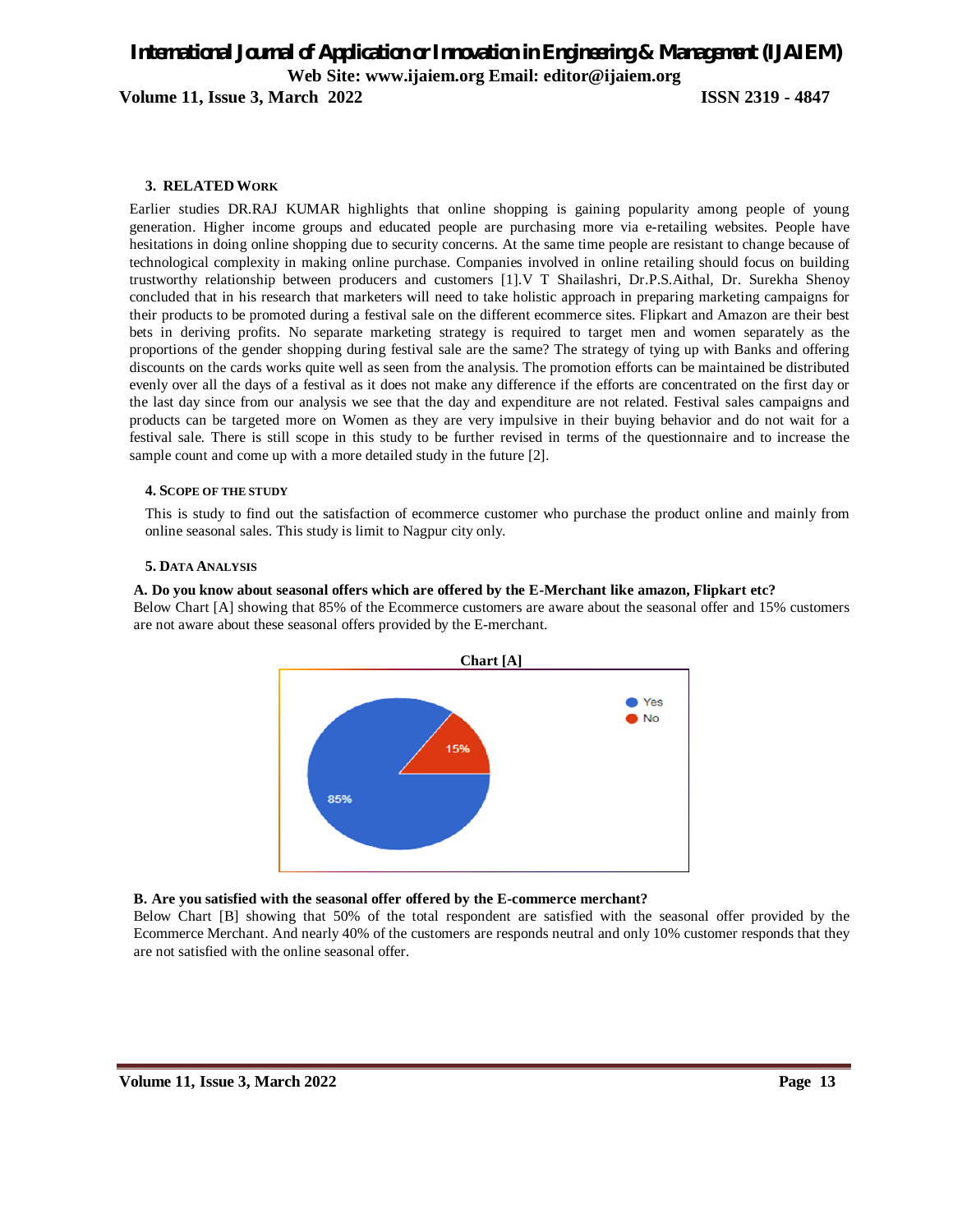### 3. RELATED WORK

Earlier studies DR.RAJ KUMAR highlights that online shopping is gaining popularity among people of young generation. Higher income groups and educated people are purchasing more via e-retailing websites. People have hesitations in doing online shopping due to security concerns. At the same time people are resistant to change because of technological complexity in making online purchase. Companies involved in online retailing should focus on building trustworthy relationship between producers and customers [1].V T Shailashri, Dr.P.S.Aithal, Dr. Surekha Shenoy concluded that in his research that marketers will need to take holistic approach in preparing marketing campaigns for their products to be promoted during a festival sale on the different ecommerce sites. Flipkart and Amazon are their best bets in deriving profits. No separate marketing strategy is required to target men and women separately as the proportions of the gender shopping during festival sale are the same? The strategy of tying up with Banks and offering discounts on the cards works quite well as seen from the analysis. The promotion efforts can be maintained be distributed evenly over all the days of a festival as it does not make any difference if the efforts are concentrated on the first day or the last day since from our analysis we see that the day and expenditure are not related. Festival sales campaigns and products can be targeted more on Women as they are very impulsive in their buying behavior and do not wait for a festival sale. There is still scope in this study to be further revised in terms of the questionnaire and to increase the sample count and come up with a more detailed study in the future [2].

### 4. SCOPE OF THE STUDY

This is study to find out the satisfaction of ecommerce customer who purchase the product online and mainly from online seasonal sales. This study is limit to Nagpur city only.

### 5. DATA ANALYSIS

**A. Do you know about seasonal offers which are offered by the E-Merchant like amazon, Flipkart etc?**

Below Chart [A] showing that 85% of the Ecommerce customers are aware about the seasonal offer and 15% customers are not aware about these seasonal offers provided by the E-merchant.

**Chart [A]**

**B. Are you satisfied with the seasonal offer offered by the E-commerce merchant?**

Below Chart [B] showing that 50% of the total respondent are satisfied with the seasonal offer provided by the Ecommerce Merchant. And nearly 40% of the customers are responds neutral and only 10% customer responds that they are not satisfied with the online seasonal offer.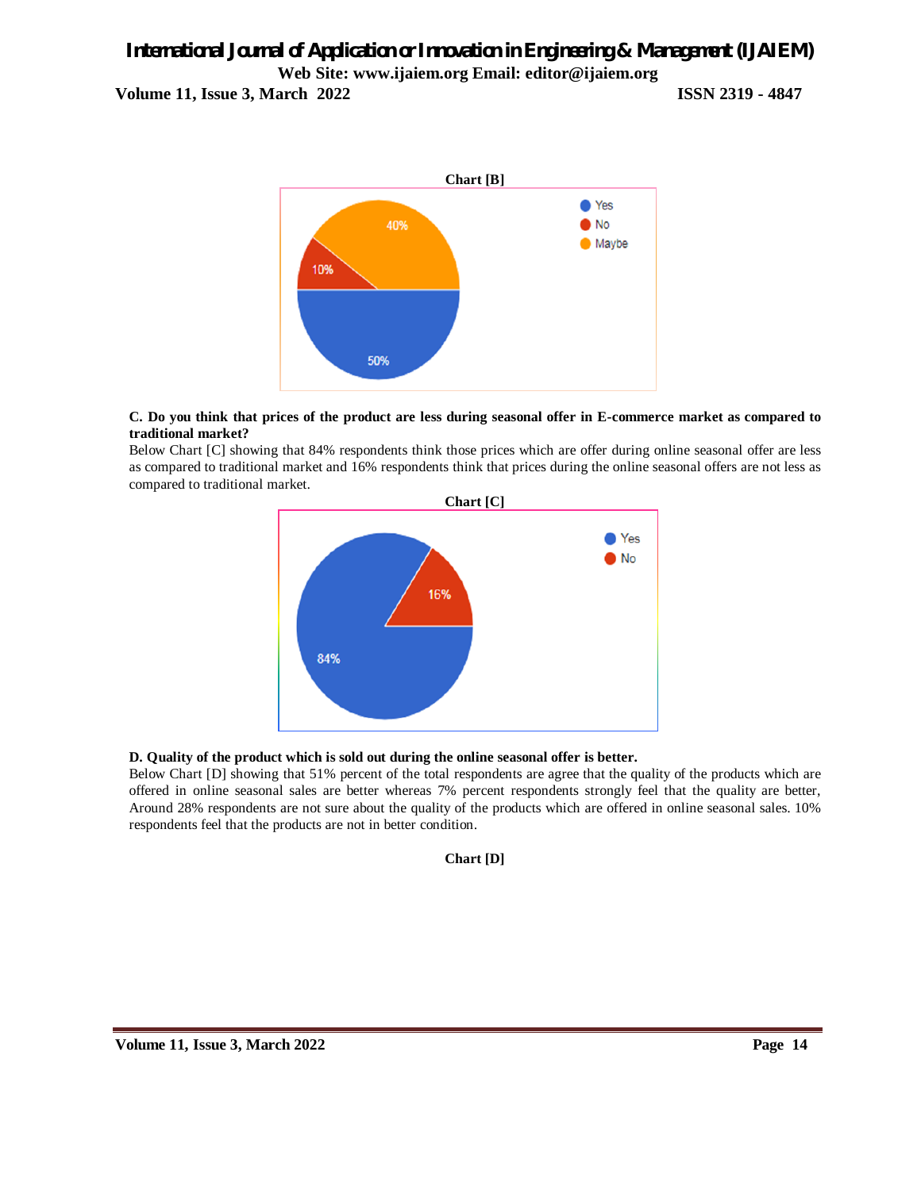**Chart [B]**

**C. Do you think that prices of the product are less during seasonal offer in E-commerce market as compared to traditional market?**

Below Chart [C] showing that 84% respondents think those prices which are offer during online seasonal offer are less as compared to traditional market and 16% respondents think that prices during the online seasonal offers are not less as compared to traditional market.

**Chart [C]**

**D. Quality of the product which is sold out during the online seasonal offer is better.**

Below Chart [D] showing that 51% percent of the total respondents are agree that the quality of the products which are offered in online seasonal sales are better whereas 7% percent respondents strongly feel that the quality are better, Around 28% respondents are not sure about the quality of the products which are offered in online seasonal sales. 10% respondents feel that the products are not in better condition.

**Chart [D]**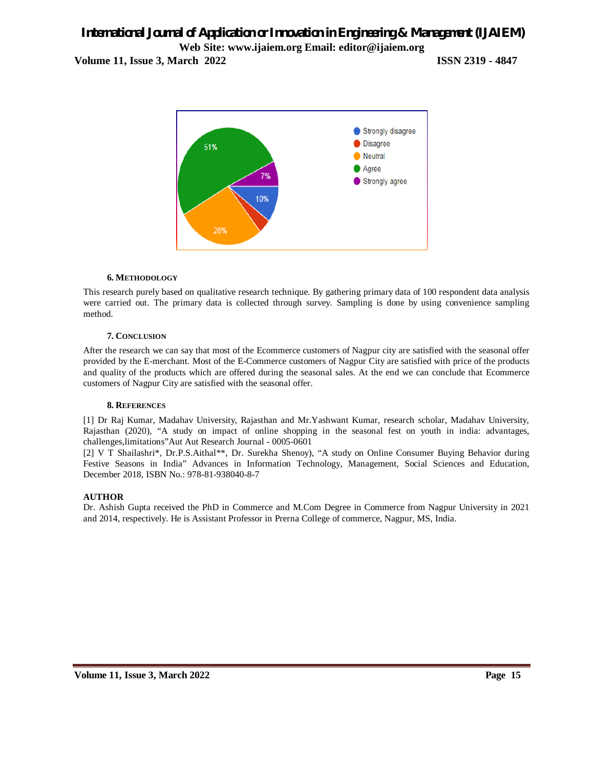51%

7%

10%

28%

Strongly disagree

Disagree

Neutral

Agree

Strongly agree

### 6. Methodology

This research purely based on qualitative research technique. By gathering primary data of 100 respondent data analysis were carried out. The primary data is collected through survey. Sampling is done by using convenience sampling method.

### 7. Conclusion

After the research we can say that most of the Ecommerce customers of Nagpur city are satisfied with the seasonal offer provided by the E-merchant. Most of the E-Commerce customers of Nagpur City are satisfied with price of the products and quality of the products which are offered during the seasonal sales. At the end we can conclude that Ecommerce customers of Nagpur City are satisfied with the seasonal offer.

### 8. References

[1] Dr Raj Kumar, Madahav University, Rajasthan and Mr.Yashwant Kumar, research scholar, Madahav University, Rajasthan (2020), "A study on impact of online shopping in the seasonal fest on youth in india: advantages, challenges,limitations"Aut Aut Research Journal - 0005-0601

[2] V T Shailashri*, Dr.P.S.Aithal**, Dr. Surekha Shenoy), "A study on Online Consumer Buying Behavior during Festive Seasons in India" Advances in Information Technology, Management, Social Sciences and Education, December 2018, ISBN No.: 978-81-938040-8-7

**AUTHOR**

Dr. Ashish Gupta received the PhD in Commerce and M.Com Degree in Commerce from Nagpur University in 2021 and 2014, respectively. He is Assistant Professor in Prerna College of commerce, Nagpur, MS, India.